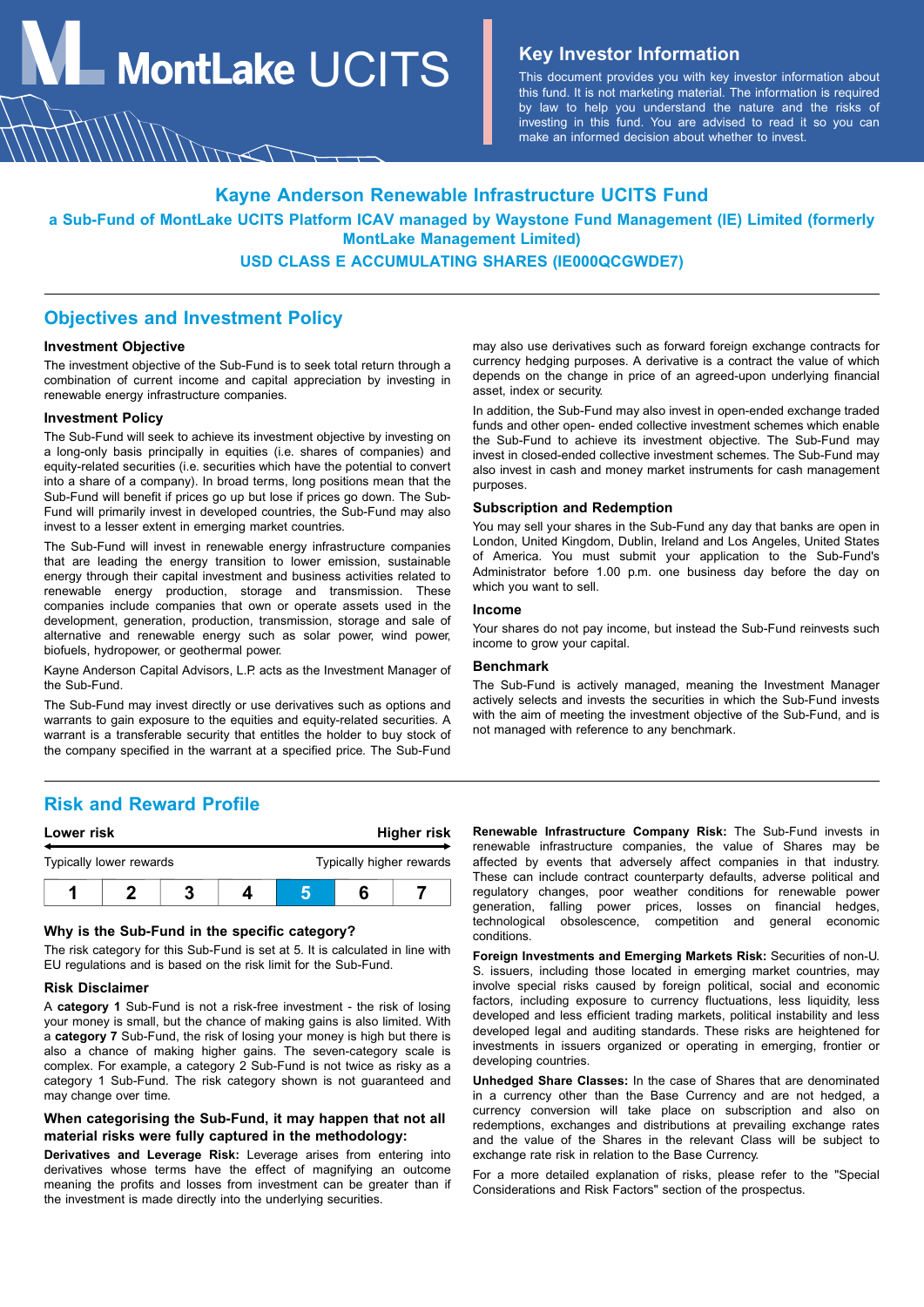# MontLake UCITS

## Key Investor Information

This document provides you with key investor information about this fund. It is not marketing material. The information is required by law to help you understand the nature and the risks of investing in this fund. You are advised to read it so you can make an informed decision about whether to invest.

# Kayne Anderson Renewable Infrastructure UCITS Fund

**a Sub-Fund of MontLake UCITS Platform ICAV managed by Waystone Fund Management (IE) Limited (formerly MontLake Management Limited)**

**USD CLASS E ACCUMULATING SHARES (IE000QCGWDE7)**

## Objectives and Investment Policy

### Investment Objective

The investment objective of the Sub-Fund is to seek total return through a combination of current income and capital appreciation by investing in renewable energy infrastructure companies.

### Investment Policy

The Sub-Fund will seek to achieve its investment objective by investing on a long-only basis principally in equities (i.e. shares of companies) and equity-related securities (i.e. securities which have the potential to convert into a share of a company). In broad terms, long positions mean that the Sub-Fund will benefit if prices go up but lose if prices go down. The Sub-Fund will primarily invest in developed countries, the Sub-Fund may also invest to a lesser extent in emerging market countries.

The Sub-Fund will invest in renewable energy infrastructure companies that are leading the energy transition to lower emission, sustainable energy through their capital investment and business activities related to renewable energy production, storage and transmission. These companies include companies that own or operate assets used in the development, generation, production, transmission, storage and sale of alternative and renewable energy such as solar power, wind power, biofuels, hydropower, or geothermal power.

Kayne Anderson Capital Advisors, L.P. acts as the Investment Manager of the Sub-Fund.

The Sub-Fund may invest directly or use derivatives such as options and warrants to gain exposure to the equities and equity-related securities. A warrant is a transferable security that entitles the holder to buy stock of the company specified in the warrant at a specified price. The Sub-Fund may also use derivatives such as forward foreign exchange contracts for currency hedging purposes. A derivative is a contract the value of which depends on the change in price of an agreed-upon underlying financial asset, index or security.

In addition, the Sub-Fund may also invest in open-ended exchange traded funds and other open- ended collective investment schemes which enable the Sub-Fund to achieve its investment objective. The Sub-Fund may invest in closed-ended collective investment schemes. The Sub-Fund may also invest in cash and money market instruments for cash management purposes.

### Subscription and Redemption

You may sell your shares in the Sub-Fund any day that banks are open in London, United Kingdom, Dublin, Ireland and Los Angeles, United States of America. You must submit your application to the Sub-Fund's Administrator before 1.00 p.m. one business day before the day on which you want to sell.

### Income

Your shares do not pay income, but instead the Sub-Fund reinvests such income to grow your capital.

### Benchmark

The Sub-Fund is actively managed, meaning the Investment Manager actively selects and invests the securities in which the Sub-Fund invests with the aim of meeting the investment objective of the Sub-Fund, and is not managed with reference to any benchmark.

## Risk and Reward Profile

**Lower risk** ← → **Higher risk**

Typically lower rewards — Typically higher rewards

| 1 | 2 | 3 | 4 | **5** | 6 | 7 |
|---|---|---|---|---|---|---|

### Why is the Sub-Fund in the specific category?

The risk category for this Sub-Fund is set at 5. It is calculated in line with EU regulations and is based on the risk limit for the Sub-Fund.

### Risk Disclaimer

A **category 1** Sub-Fund is not a risk-free investment - the risk of losing your money is small, but the chance of making gains is also limited. With a **category 7** Sub-Fund, the risk of losing your money is high but there is also a chance of making higher gains. The seven-category scale is complex. For example, a category 2 Sub-Fund is not twice as risky as a category 1 Sub-Fund. The risk category shown is not guaranteed and may change over time.

### When categorising the Sub-Fund, it may happen that not all material risks were fully captured in the methodology:

**Derivatives and Leverage Risk:** Leverage arises from entering into derivatives whose terms have the effect of magnifying an outcome meaning the profits and losses from investment can be greater than if the investment is made directly into the underlying securities.

**Renewable Infrastructure Company Risk:** The Sub-Fund invests in renewable infrastructure companies, the value of Shares may be affected by events that adversely affect companies in that industry. These can include contract counterparty defaults, adverse political and regulatory changes, poor weather conditions for renewable power generation, falling power prices, losses on financial hedges, technological obsolescence, competition and general economic conditions.

**Foreign Investments and Emerging Markets Risk:** Securities of non-U. S. issuers, including those located in emerging market countries, may involve special risks caused by foreign political, social and economic factors, including exposure to currency fluctuations, less liquidity, less developed and less efficient trading markets, political instability and less developed legal and auditing standards. These risks are heightened for investments in issuers organized or operating in emerging, frontier or developing countries.

**Unhedged Share Classes:** In the case of Shares that are denominated in a currency other than the Base Currency and are not hedged, a currency conversion will take place on subscription and also on redemptions, exchanges and distributions at prevailing exchange rates and the value of the Shares in the relevant Class will be subject to exchange rate risk in relation to the Base Currency.

For a more detailed explanation of risks, please refer to the "Special Considerations and Risk Factors" section of the prospectus.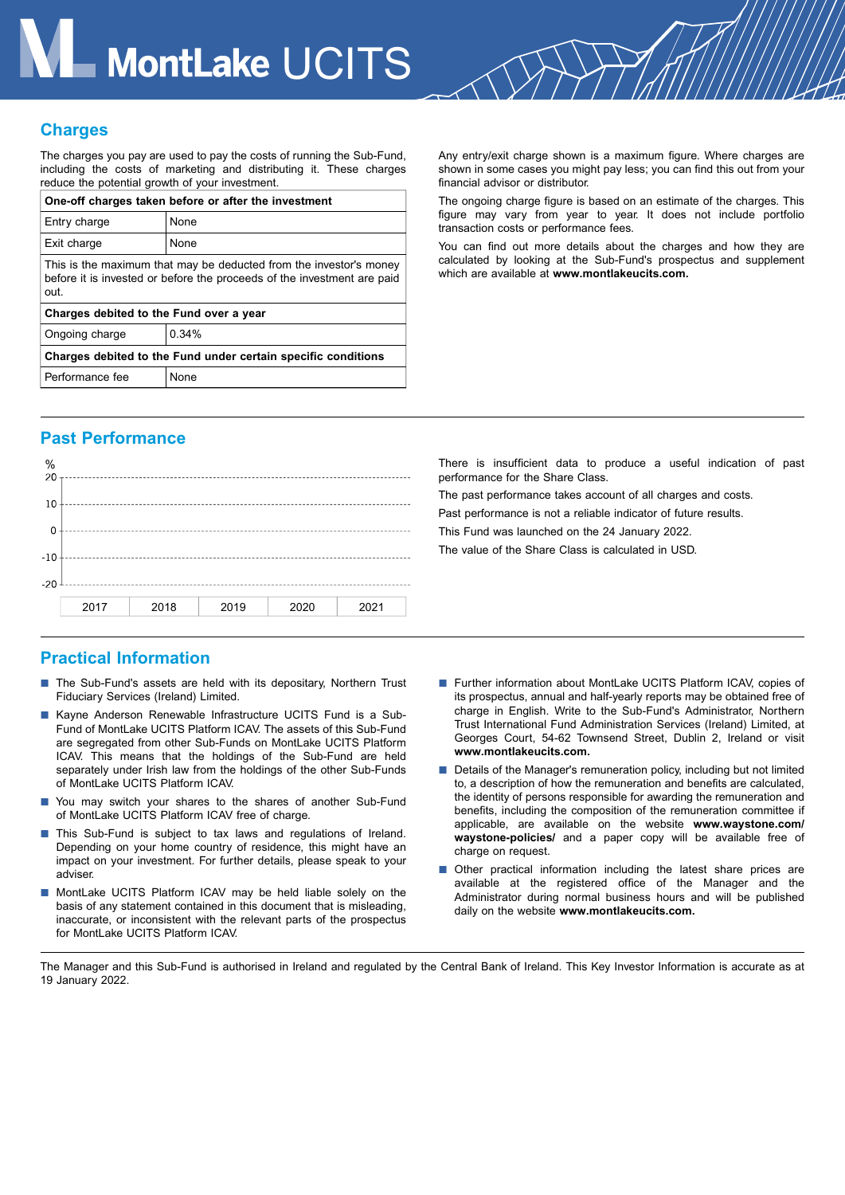## Charges

The charges you pay are used to pay the costs of running the Sub-Fund, including the costs of marketing and distributing it. These charges reduce the potential growth of your investment.

| One-off charges taken before or after the investment | |
|---|---|
| Entry charge | None |
| Exit charge | None |
| This is the maximum that may be deducted from the investor's money before it is invested or before the proceeds of the investment are paid out. | |
| **Charges debited to the Fund over a year** | |
| Ongoing charge | 0.34% |
| **Charges debited to the Fund under certain specific conditions** | |
| Performance fee | None |

Any entry/exit charge shown is a maximum figure. Where charges are shown in some cases you might pay less; you can find this out from your financial advisor or distributor.

The ongoing charge figure is based on an estimate of the charges. This figure may vary from year to year. It does not include portfolio transaction costs or performance fees.

You can find out more details about the charges and how they are calculated by looking at the Sub-Fund's prospectus and supplement which are available at **www.montlakeucits.com.**

## Past Performance

%
20
10
0
-10
-20
2017
2018
2019
2020
2021

There is insufficient data to produce a useful indication of past performance for the Share Class.

The past performance takes account of all charges and costs.

Past performance is not a reliable indicator of future results.

This Fund was launched on the 24 January 2022.

The value of the Share Class is calculated in USD.

## Practical Information

- The Sub-Fund's assets are held with its depositary, Northern Trust Fiduciary Services (Ireland) Limited.
- Kayne Anderson Renewable Infrastructure UCITS Fund is a Sub-Fund of MontLake UCITS Platform ICAV. The assets of this Sub-Fund are segregated from other Sub-Funds on MontLake UCITS Platform ICAV. This means that the holdings of the Sub-Fund are held separately under Irish law from the holdings of the other Sub-Funds of MontLake UCITS Platform ICAV.
- You may switch your shares to the shares of another Sub-Fund of MontLake UCITS Platform ICAV free of charge.
- This Sub-Fund is subject to tax laws and regulations of Ireland. Depending on your home country of residence, this might have an impact on your investment. For further details, please speak to your adviser.
- MontLake UCITS Platform ICAV may be held liable solely on the basis of any statement contained in this document that is misleading, inaccurate, or inconsistent with the relevant parts of the prospectus for MontLake UCITS Platform ICAV.
- Further information about MontLake UCITS Platform ICAV, copies of its prospectus, annual and half-yearly reports may be obtained free of charge in English. Write to the Sub-Fund's Administrator, Northern Trust International Fund Administration Services (Ireland) Limited, at Georges Court, 54-62 Townsend Street, Dublin 2, Ireland or visit **www.montlakeucits.com.**
- Details of the Manager's remuneration policy, including but not limited to, a description of how the remuneration and benefits are calculated, the identity of persons responsible for awarding the remuneration and benefits, including the composition of the remuneration committee if applicable, are available on the website **www.waystone.com/waystone-policies/** and a paper copy will be available free of charge on request.
- Other practical information including the latest share prices are available at the registered office of the Manager and the Administrator during normal business hours and will be published daily on the website **www.montlakeucits.com.**

The Manager and this Sub-Fund is authorised in Ireland and regulated by the Central Bank of Ireland. This Key Investor Information is accurate as at 19 January 2022.